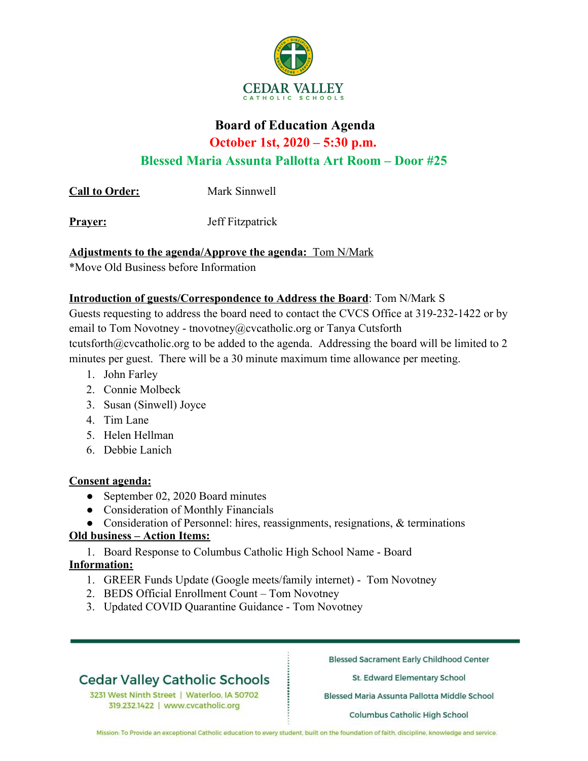CEDAR VALLEY
CATHOLIC SCHOOLS

# Board of Education Agenda

## October 1st, 2020 – 5:30 p.m.

## Blessed Maria Assunta Pallotta Art Room – Door #25

**Call to Order:** Mark Sinnwell

**Prayer:** Jeff Fitzpatrick

**Adjustments to the agenda/Approve the agenda: Tom N/Mark**
*Move Old Business before Information

**Introduction of guests/Correspondence to Address the Board**: Tom N/Mark S
Guests requesting to address the board need to contact the CVCS Office at 319-232-1422 or by email to Tom Novotney - tnovotney@cvcatholic.org or Tanya Cutsforth tcutsforth@cvcatholic.org to be added to the agenda. Addressing the board will be limited to 2 minutes per guest. There will be a 30 minute maximum time allowance per meeting.

1. John Farley
2. Connie Molbeck
3. Susan (Sinwell) Joyce
4. Tim Lane
5. Helen Hellman
6. Debbie Lanich

**Consent agenda:**

- September 02, 2020 Board minutes
- Consideration of Monthly Financials
- Consideration of Personnel: hires, reassignments, resignations, & terminations

**Old business – Action Items:**

1. Board Response to Columbus Catholic High School Name - Board

**Information:**

1. GREER Funds Update (Google meets/family internet) - Tom Novotney
2. BEDS Official Enrollment Count – Tom Novotney
3. Updated COVID Quarantine Guidance - Tom Novotney

Cedar Valley Catholic Schools
3231 West Ninth Street | Waterloo, IA 50702
319.232.1422 | www.cvcatholic.org

Blessed Sacrament Early Childhood Center
St. Edward Elementary School
Blessed Maria Assunta Pallotta Middle School
Columbus Catholic High School

Mission: To Provide an exceptional Catholic education to every student, built on the foundation of faith, discipline, knowledge and service.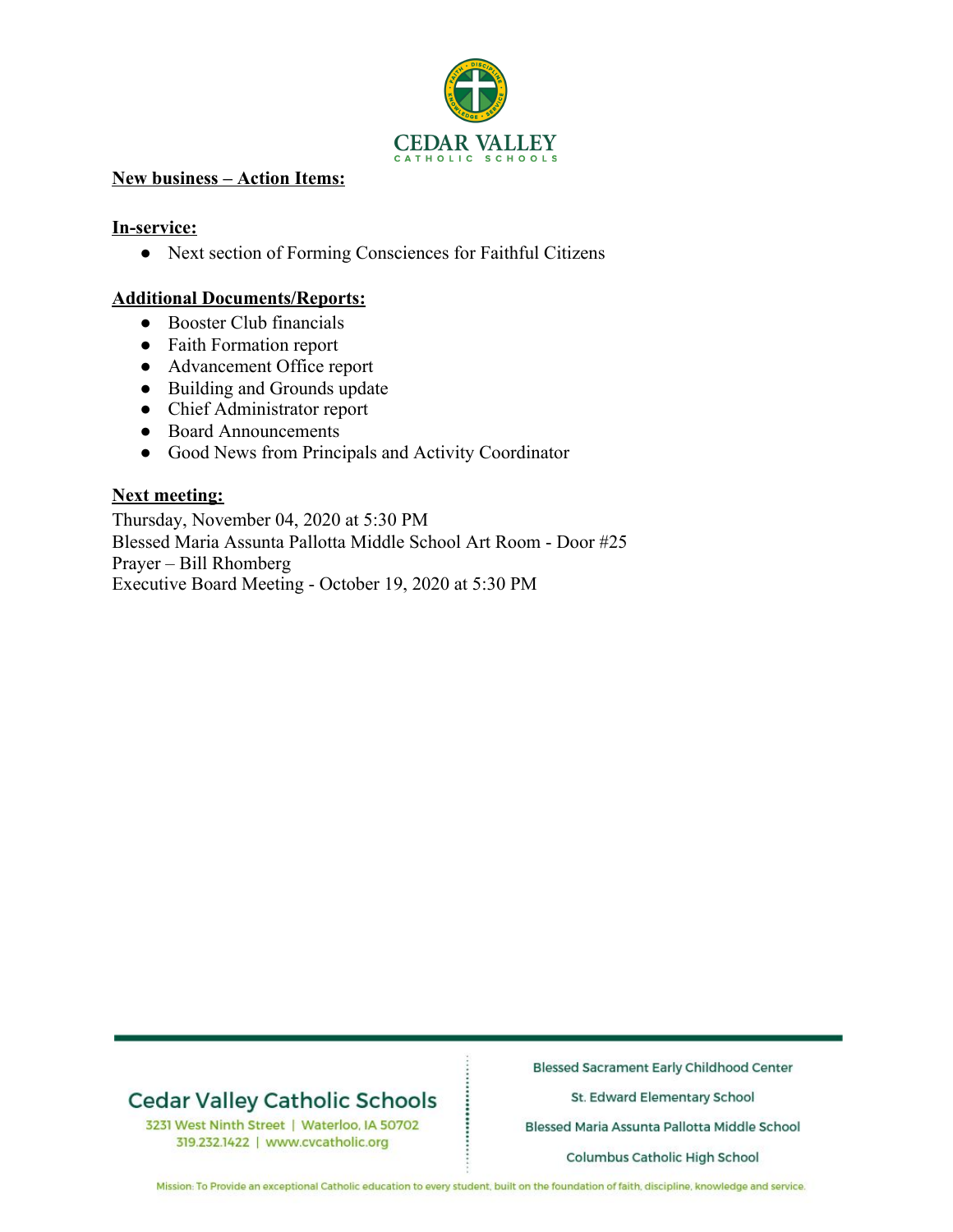**New business – Action Items:**

**In-service:**

- Next section of Forming Consciences for Faithful Citizens

**Additional Documents/Reports:**

- Booster Club financials
- Faith Formation report
- Advancement Office report
- Building and Grounds update
- Chief Administrator report
- Board Announcements
- Good News from Principals and Activity Coordinator

**Next meeting:**

Thursday, November 04, 2020 at 5:30 PM
Blessed Maria Assunta Pallotta Middle School Art Room - Door #25
Prayer – Bill Rhomberg
Executive Board Meeting - October 19, 2020 at 5:30 PM